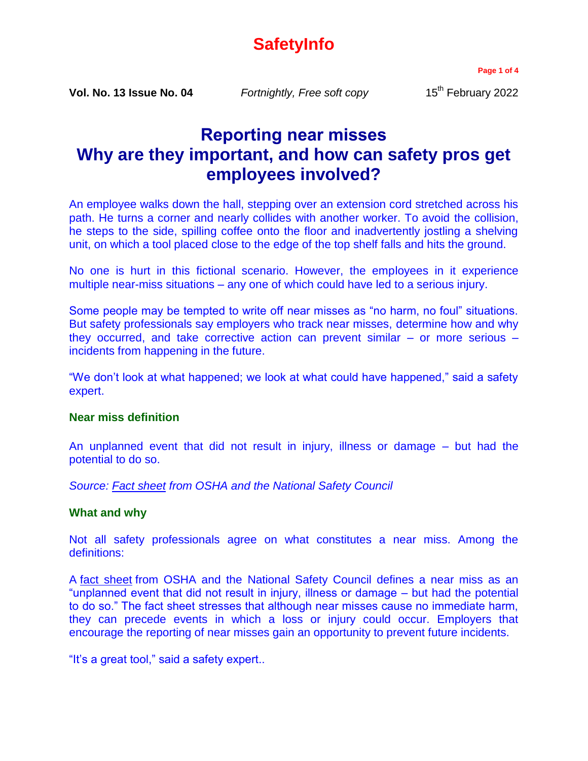# SafetyInfo

**Vol. No. 13 Issue No. 04** *Fortnightly, Free soft copy* 15th February 2022

# Reporting near misses
# Why are they important, and how can safety pros get employees involved?

An employee walks down the hall, stepping over an extension cord stretched across his path. He turns a corner and nearly collides with another worker. To avoid the collision, he steps to the side, spilling coffee onto the floor and inadvertently jostling a shelving unit, on which a tool placed close to the edge of the top shelf falls and hits the ground.

No one is hurt in this fictional scenario. However, the employees in it experience multiple near-miss situations – any one of which could have led to a serious injury.

Some people may be tempted to write off near misses as "no harm, no foul" situations. But safety professionals say employers who track near misses, determine how and why they occurred, and take corrective action can prevent similar – or more serious – incidents from happening in the future.

"We don't look at what happened; we look at what could have happened," said a safety expert.

### Near miss definition

An unplanned event that did not result in injury, illness or damage – but had the potential to do so.

*Source: Fact sheet from OSHA and the National Safety Council*

### What and why

Not all safety professionals agree on what constitutes a near miss. Among the definitions:

A fact sheet from OSHA and the National Safety Council defines a near miss as an "unplanned event that did not result in injury, illness or damage – but had the potential to do so." The fact sheet stresses that although near misses cause no immediate harm, they can precede events in which a loss or injury could occur. Employers that encourage the reporting of near misses gain an opportunity to prevent future incidents.

"It's a great tool," said a safety expert..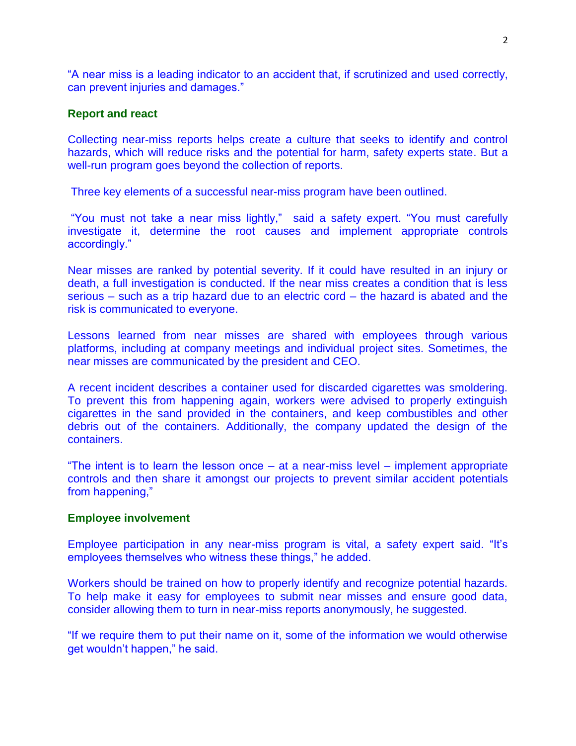"A near miss is a leading indicator to an accident that, if scrutinized and used correctly, can prevent injuries and damages."

## Report and react

Collecting near-miss reports helps create a culture that seeks to identify and control hazards, which will reduce risks and the potential for harm, safety experts state. But a well-run program goes beyond the collection of reports.

Three key elements of a successful near-miss program have been outlined.

"You must not take a near miss lightly," said a safety expert. "You must carefully investigate it, determine the root causes and implement appropriate controls accordingly."

Near misses are ranked by potential severity. If it could have resulted in an injury or death, a full investigation is conducted. If the near miss creates a condition that is less serious – such as a trip hazard due to an electric cord – the hazard is abated and the risk is communicated to everyone.

Lessons learned from near misses are shared with employees through various platforms, including at company meetings and individual project sites. Sometimes, the near misses are communicated by the president and CEO.

A recent incident describes a container used for discarded cigarettes was smoldering. To prevent this from happening again, workers were advised to properly extinguish cigarettes in the sand provided in the containers, and keep combustibles and other debris out of the containers. Additionally, the company updated the design of the containers.

"The intent is to learn the lesson once – at a near-miss level – implement appropriate controls and then share it amongst our projects to prevent similar accident potentials from happening,"

## Employee involvement

Employee participation in any near-miss program is vital, a safety expert said. "It's employees themselves who witness these things," he added.

Workers should be trained on how to properly identify and recognize potential hazards. To help make it easy for employees to submit near misses and ensure good data, consider allowing them to turn in near-miss reports anonymously, he suggested.

"If we require them to put their name on it, some of the information we would otherwise get wouldn't happen," he said.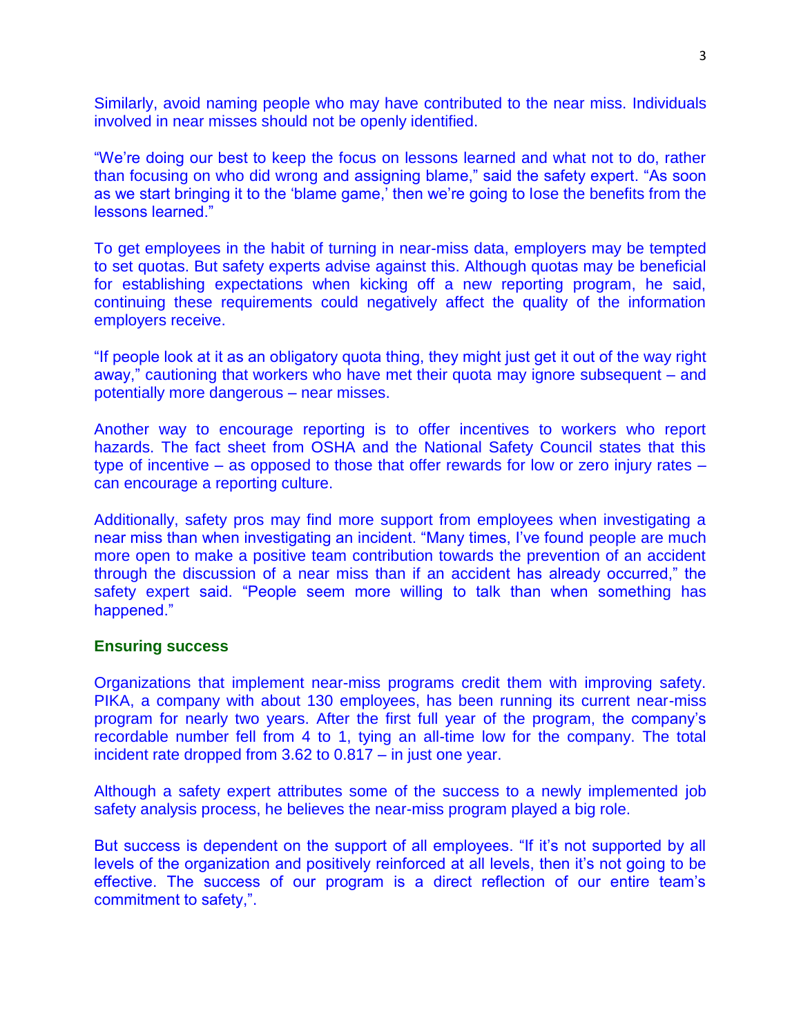Similarly, avoid naming people who may have contributed to the near miss. Individuals involved in near misses should not be openly identified.

"We're doing our best to keep the focus on lessons learned and what not to do, rather than focusing on who did wrong and assigning blame," said the safety expert. "As soon as we start bringing it to the 'blame game,' then we're going to lose the benefits from the lessons learned."

To get employees in the habit of turning in near-miss data, employers may be tempted to set quotas. But safety experts advise against this. Although quotas may be beneficial for establishing expectations when kicking off a new reporting program, he said, continuing these requirements could negatively affect the quality of the information employers receive.

"If people look at it as an obligatory quota thing, they might just get it out of the way right away," cautioning that workers who have met their quota may ignore subsequent – and potentially more dangerous – near misses.

Another way to encourage reporting is to offer incentives to workers who report hazards. The fact sheet from OSHA and the National Safety Council states that this type of incentive – as opposed to those that offer rewards for low or zero injury rates – can encourage a reporting culture.

Additionally, safety pros may find more support from employees when investigating a near miss than when investigating an incident. "Many times, I've found people are much more open to make a positive team contribution towards the prevention of an accident through the discussion of a near miss than if an accident has already occurred," the safety expert said. "People seem more willing to talk than when something has happened."

**Ensuring success**

Organizations that implement near-miss programs credit them with improving safety. PIKA, a company with about 130 employees, has been running its current near-miss program for nearly two years. After the first full year of the program, the company's recordable number fell from 4 to 1, tying an all-time low for the company. The total incident rate dropped from 3.62 to 0.817 – in just one year.

Although a safety expert attributes some of the success to a newly implemented job safety analysis process, he believes the near-miss program played a big role.

But success is dependent on the support of all employees. "If it's not supported by all levels of the organization and positively reinforced at all levels, then it's not going to be effective. The success of our program is a direct reflection of our entire team's commitment to safety,".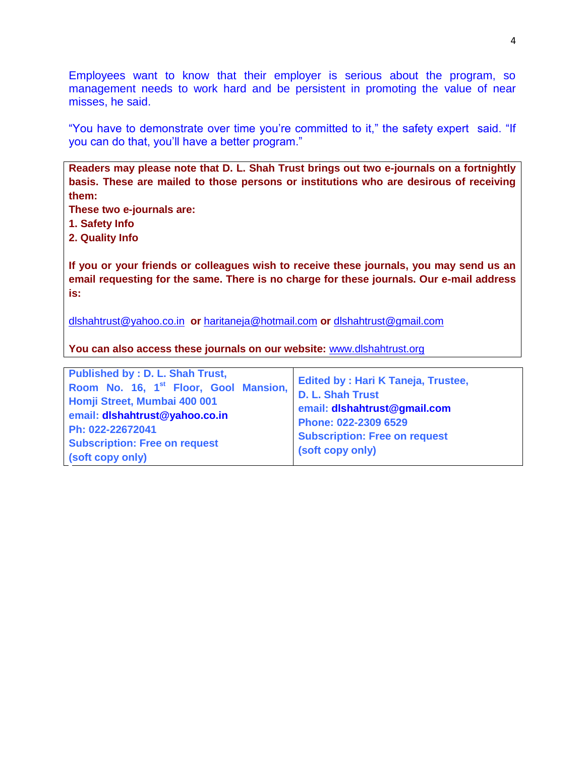Employees want to know that their employer is serious about the program, so management needs to work hard and be persistent in promoting the value of near misses, he said.

"You have to demonstrate over time you're committed to it," the safety expert said. "If you can do that, you'll have a better program."

**Readers may please note that D. L. Shah Trust brings out two e-journals on a fortnightly basis. These are mailed to those persons or institutions who are desirous of receiving them:**

**These two e-journals are:**

**1. Safety Info**

**2. Quality Info**

**If you or your friends or colleagues wish to receive these journals, you may send us an email requesting for the same. There is no charge for these journals. Our e-mail address is:**

dlshahtrust@yahoo.co.in **or** haritaneja@hotmail.com **or** dlshahtrust@gmail.com

**You can also access these journals on our website:** www.dlshahtrust.org

| | |
|---|---|
| **Published by : D. L. Shah Trust,**<br>**Room No. 16, 1st Floor, Gool Mansion, Homji Street, Mumbai 400 001**<br>**email: dlshahtrust@yahoo.co.in**<br>**Ph: 022-22672041**<br>**Subscription: Free on request**<br>**(soft copy only)** | **Edited by : Hari K Taneja, Trustee, D. L. Shah Trust**<br>**email: dlshahtrust@gmail.com**<br>**Phone: 022-2309 6529**<br>**Subscription: Free on request**<br>**(soft copy only)** |